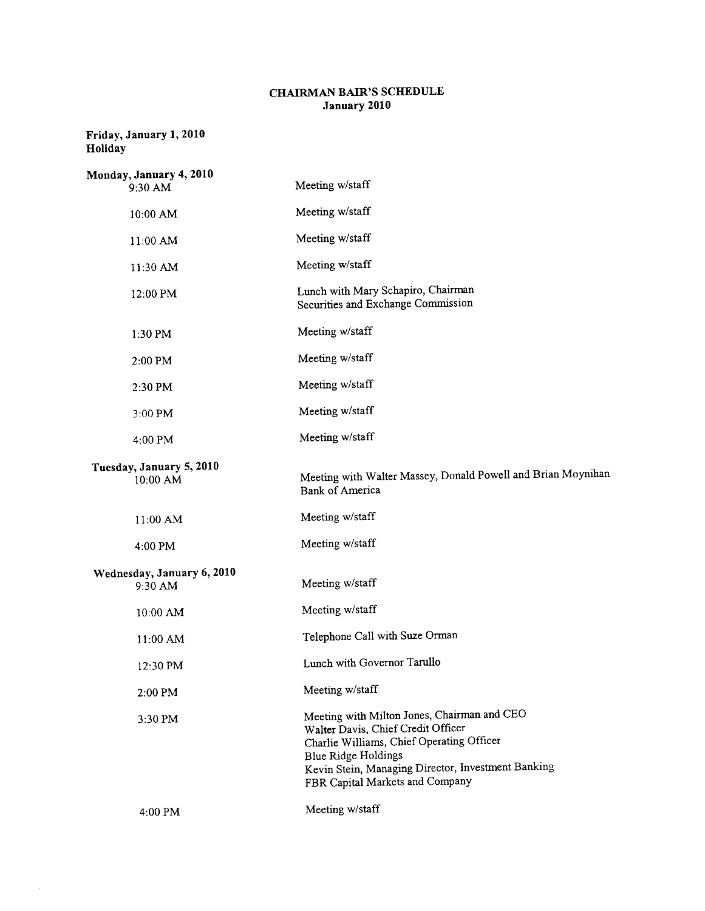# CHAIRMAN BAIR'S SCHEDULE
## January 2010

**Friday, January 1, 2010**
**Holiday**

**Monday, January 4, 2010**

| | |
|---|---|
| 9:30 AM | Meeting w/staff |
| 10:00 AM | Meeting w/staff |
| 11:00 AM | Meeting w/staff |
| 11:30 AM | Meeting w/staff |
| 12:00 PM | Lunch with Mary Schapiro, Chairman<br>Securities and Exchange Commission |
| 1:30 PM | Meeting w/staff |
| 2:00 PM | Meeting w/staff |
| 2:30 PM | Meeting w/staff |
| 3:00 PM | Meeting w/staff |
| 4:00 PM | Meeting w/staff |

**Tuesday, January 5, 2010**

| | |
|---|---|
| 10:00 AM | Meeting with Walter Massey, Donald Powell and Brian Moynihan<br>Bank of America |
| 11:00 AM | Meeting w/staff |
| 4:00 PM | Meeting w/staff |

**Wednesday, January 6, 2010**

| | |
|---|---|
| 9:30 AM | Meeting w/staff |
| 10:00 AM | Meeting w/staff |
| 11:00 AM | Telephone Call with Suze Orman |
| 12:30 PM | Lunch with Governor Tarullo |
| 2:00 PM | Meeting w/staff |
| 3:30 PM | Meeting with Milton Jones, Chairman and CEO<br>Walter Davis, Chief Credit Officer<br>Charlie Williams, Chief Operating Officer<br>Blue Ridge Holdings<br>Kevin Stein, Managing Director, Investment Banking<br>FBR Capital Markets and Company |
| 4:00 PM | Meeting w/staff |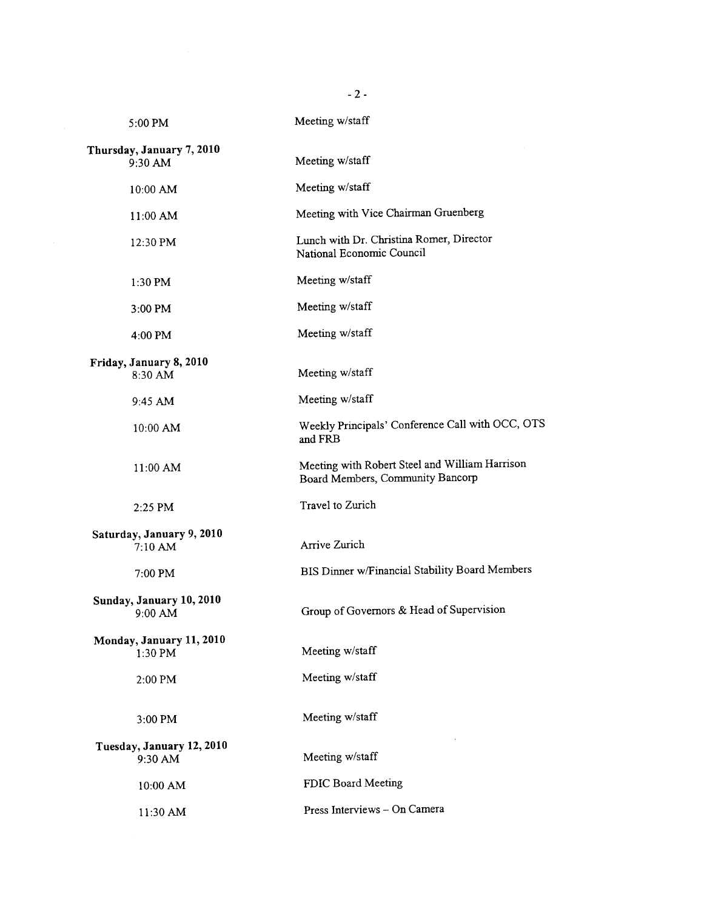| | |
|---|---|
| 5:00 PM | Meeting w/staff |
| **Thursday, January 7, 2010** | |
| 9:30 AM | Meeting w/staff |
| 10:00 AM | Meeting w/staff |
| 11:00 AM | Meeting with Vice Chairman Gruenberg |
| 12:30 PM | Lunch with Dr. Christina Romer, Director National Economic Council |
| 1:30 PM | Meeting w/staff |
| 3:00 PM | Meeting w/staff |
| 4:00 PM | Meeting w/staff |
| **Friday, January 8, 2010** | |
| 8:30 AM | Meeting w/staff |
| 9:45 AM | Meeting w/staff |
| 10:00 AM | Weekly Principals' Conference Call with OCC, OTS and FRB |
| 11:00 AM | Meeting with Robert Steel and William Harrison Board Members, Community Bancorp |
| 2:25 PM | Travel to Zurich |
| **Saturday, January 9, 2010** | |
| 7:10 AM | Arrive Zurich |
| 7:00 PM | BIS Dinner w/Financial Stability Board Members |
| **Sunday, January 10, 2010** | |
| 9:00 AM | Group of Governors & Head of Supervision |
| **Monday, January 11, 2010** | |
| 1:30 PM | Meeting w/staff |
| 2:00 PM | Meeting w/staff |
| 3:00 PM | Meeting w/staff |
| **Tuesday, January 12, 2010** | |
| 9:30 AM | Meeting w/staff |
| 10:00 AM | FDIC Board Meeting |
| 11:30 AM | Press Interviews – On Camera |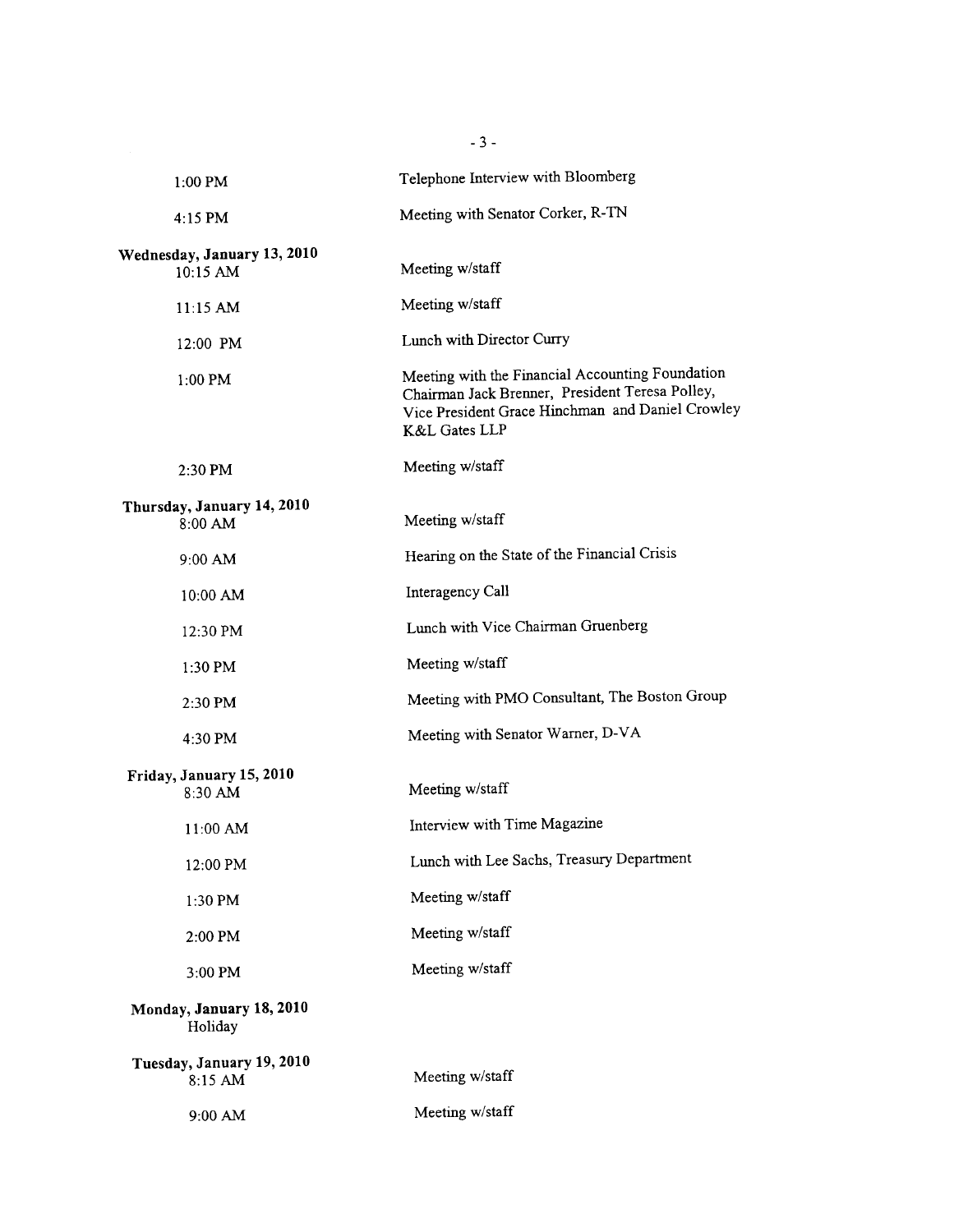| | |
|---|---|
| 1:00 PM | Telephone Interview with Bloomberg |
| 4:15 PM | Meeting with Senator Corker, R-TN |
| **Wednesday, January 13, 2010** | |
| 10:15 AM | Meeting w/staff |
| 11:15 AM | Meeting w/staff |
| 12:00 PM | Lunch with Director Curry |
| 1:00 PM | Meeting with the Financial Accounting Foundation Chairman Jack Brenner, President Teresa Polley, Vice President Grace Hinchman and Daniel Crowley K&L Gates LLP |
| 2:30 PM | Meeting w/staff |
| **Thursday, January 14, 2010** | |
| 8:00 AM | Meeting w/staff |
| 9:00 AM | Hearing on the State of the Financial Crisis |
| 10:00 AM | Interagency Call |
| 12:30 PM | Lunch with Vice Chairman Gruenberg |
| 1:30 PM | Meeting w/staff |
| 2:30 PM | Meeting with PMO Consultant, The Boston Group |
| 4:30 PM | Meeting with Senator Warner, D-VA |
| **Friday, January 15, 2010** | |
| 8:30 AM | Meeting w/staff |
| 11:00 AM | Interview with Time Magazine |
| 12:00 PM | Lunch with Lee Sachs, Treasury Department |
| 1:30 PM | Meeting w/staff |
| 2:00 PM | Meeting w/staff |
| 3:00 PM | Meeting w/staff |
| **Monday, January 18, 2010** | |
| Holiday | |
| **Tuesday, January 19, 2010** | |
| 8:15 AM | Meeting w/staff |
| 9:00 AM | Meeting w/staff |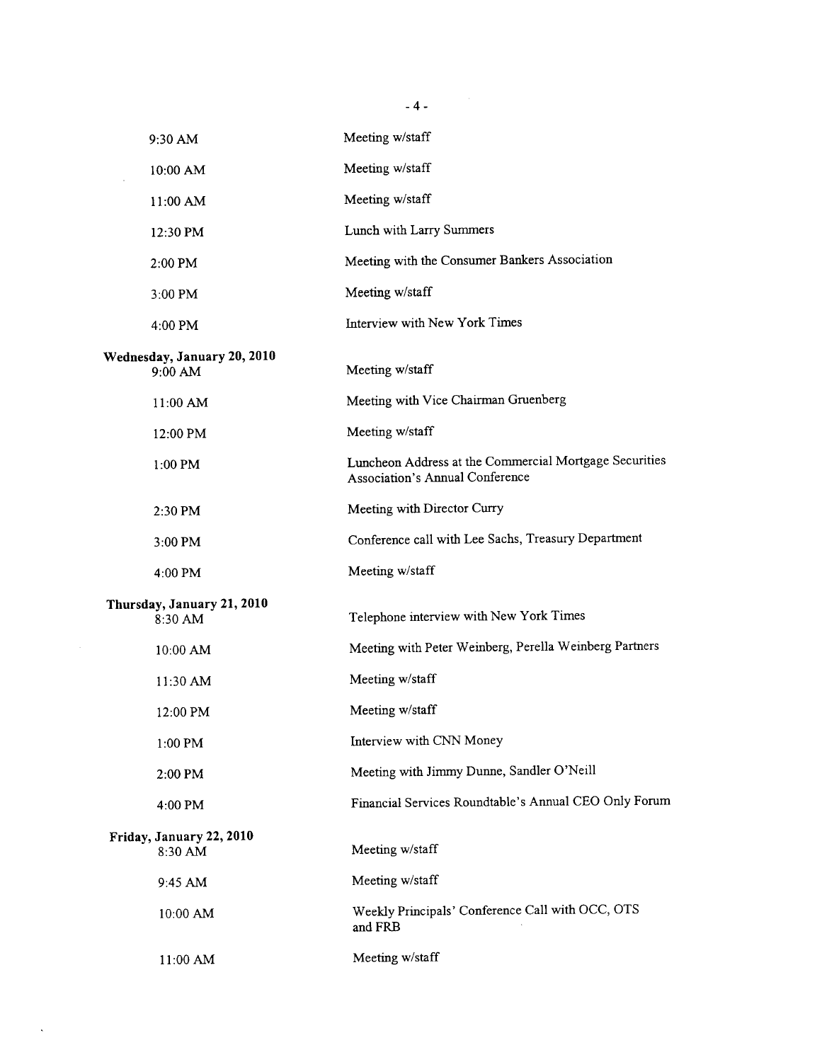| | |
|---|---|
| 9:30 AM | Meeting w/staff |
| 10:00 AM | Meeting w/staff |
| 11:00 AM | Meeting w/staff |
| 12:30 PM | Lunch with Larry Summers |
| 2:00 PM | Meeting with the Consumer Bankers Association |
| 3:00 PM | Meeting w/staff |
| 4:00 PM | Interview with New York Times |

**Wednesday, January 20, 2010**

| | |
|---|---|
| 9:00 AM | Meeting w/staff |
| 11:00 AM | Meeting with Vice Chairman Gruenberg |
| 12:00 PM | Meeting w/staff |
| 1:00 PM | Luncheon Address at the Commercial Mortgage Securities Association's Annual Conference |
| 2:30 PM | Meeting with Director Curry |
| 3:00 PM | Conference call with Lee Sachs, Treasury Department |
| 4:00 PM | Meeting w/staff |

**Thursday, January 21, 2010**

| | |
|---|---|
| 8:30 AM | Telephone interview with New York Times |
| 10:00 AM | Meeting with Peter Weinberg, Perella Weinberg Partners |
| 11:30 AM | Meeting w/staff |
| 12:00 PM | Meeting w/staff |
| 1:00 PM | Interview with CNN Money |
| 2:00 PM | Meeting with Jimmy Dunne, Sandler O'Neill |
| 4:00 PM | Financial Services Roundtable's Annual CEO Only Forum |

**Friday, January 22, 2010**

| | |
|---|---|
| 8:30 AM | Meeting w/staff |
| 9:45 AM | Meeting w/staff |
| 10:00 AM | Weekly Principals' Conference Call with OCC, OTS and FRB |
| 11:00 AM | Meeting w/staff |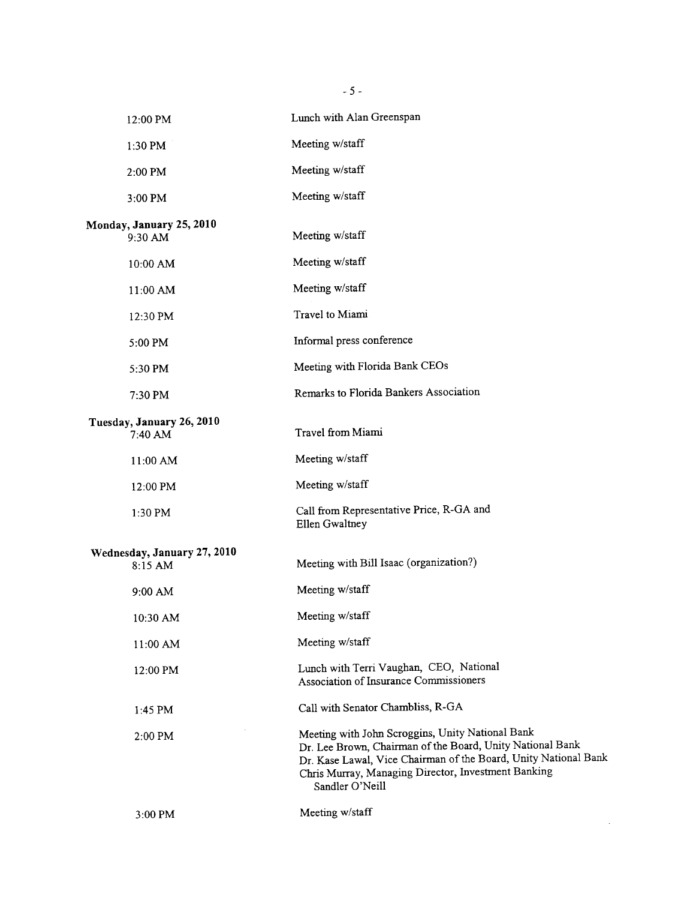12:00 PM Lunch with Alan Greenspan

1:30 PM Meeting w/staff

2:00 PM Meeting w/staff

3:00 PM Meeting w/staff

**Monday, January 25, 2010**

9:30 AM Meeting w/staff

10:00 AM Meeting w/staff

11:00 AM Meeting w/staff

12:30 PM Travel to Miami

5:00 PM Informal press conference

5:30 PM Meeting with Florida Bank CEOs

7:30 PM Remarks to Florida Bankers Association

**Tuesday, January 26, 2010**

7:40 AM Travel from Miami

11:00 AM Meeting w/staff

12:00 PM Meeting w/staff

1:30 PM Call from Representative Price, R-GA and Ellen Gwaltney

**Wednesday, January 27, 2010**

8:15 AM Meeting with Bill Isaac (organization?)

9:00 AM Meeting w/staff

10:30 AM Meeting w/staff

11:00 AM Meeting w/staff

12:00 PM Lunch with Terri Vaughan, CEO, National Association of Insurance Commissioners

1:45 PM Call with Senator Chambliss, R-GA

2:00 PM Meeting with John Scroggins, Unity National Bank
Dr. Lee Brown, Chairman of the Board, Unity National Bank
Dr. Kase Lawal, Vice Chairman of the Board, Unity National Bank
Chris Murray, Managing Director, Investment Banking
Sandler O'Neill

3:00 PM Meeting w/staff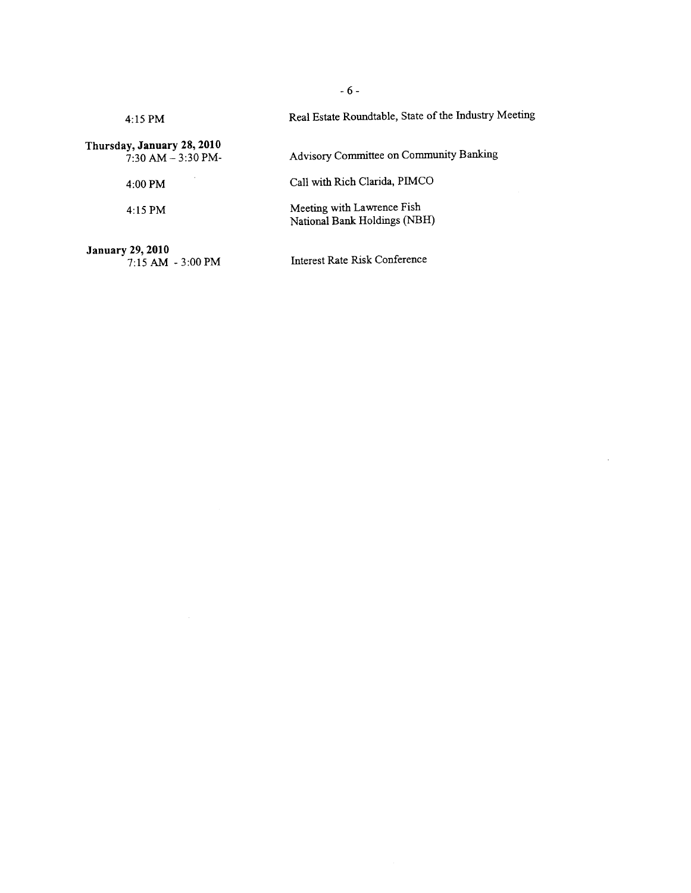| | |
|---|---|
| 4:15 PM | Real Estate Roundtable, State of the Industry Meeting |
| **Thursday, January 28, 2010** | |
| 7:30 AM – 3:30 PM- | Advisory Committee on Community Banking |
| 4:00 PM | Call with Rich Clarida, PIMCO |
| 4:15 PM | Meeting with Lawrence Fish<br>National Bank Holdings (NBH) |
| **January 29, 2010** | |
| 7:15 AM - 3:00 PM | Interest Rate Risk Conference |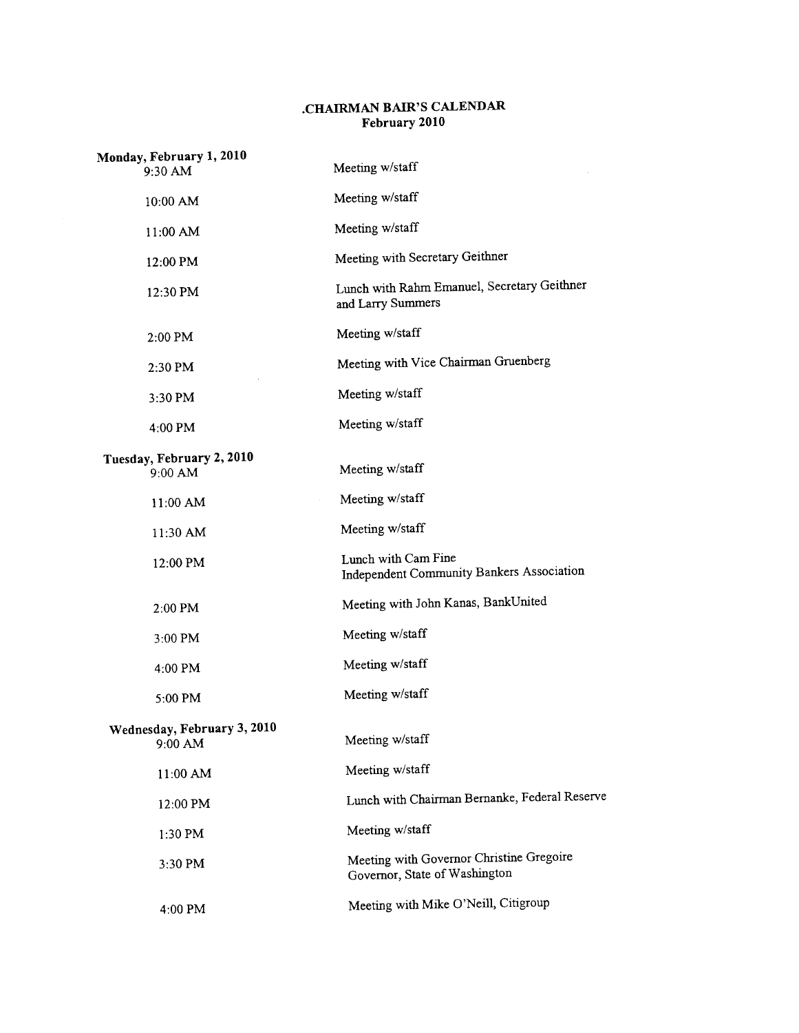# .CHAIRMAN BAIR'S CALENDAR
## February 2010

**Monday, February 1, 2010**

| | |
|---|---|
| 9:30 AM | Meeting w/staff |
| 10:00 AM | Meeting w/staff |
| 11:00 AM | Meeting w/staff |
| 12:00 PM | Meeting with Secretary Geithner |
| 12:30 PM | Lunch with Rahm Emanuel, Secretary Geithner and Larry Summers |
| 2:00 PM | Meeting w/staff |
| 2:30 PM | Meeting with Vice Chairman Gruenberg |
| 3:30 PM | Meeting w/staff |
| 4:00 PM | Meeting w/staff |

**Tuesday, February 2, 2010**

| | |
|---|---|
| 9:00 AM | Meeting w/staff |
| 11:00 AM | Meeting w/staff |
| 11:30 AM | Meeting w/staff |
| 12:00 PM | Lunch with Cam Fine<br>Independent Community Bankers Association |
| 2:00 PM | Meeting with John Kanas, BankUnited |
| 3:00 PM | Meeting w/staff |
| 4:00 PM | Meeting w/staff |
| 5:00 PM | Meeting w/staff |

**Wednesday, February 3, 2010**

| | |
|---|---|
| 9:00 AM | Meeting w/staff |
| 11:00 AM | Meeting w/staff |
| 12:00 PM | Lunch with Chairman Bernanke, Federal Reserve |
| 1:30 PM | Meeting w/staff |
| 3:30 PM | Meeting with Governor Christine Gregoire<br>Governor, State of Washington |
| 4:00 PM | Meeting with Mike O'Neill, Citigroup |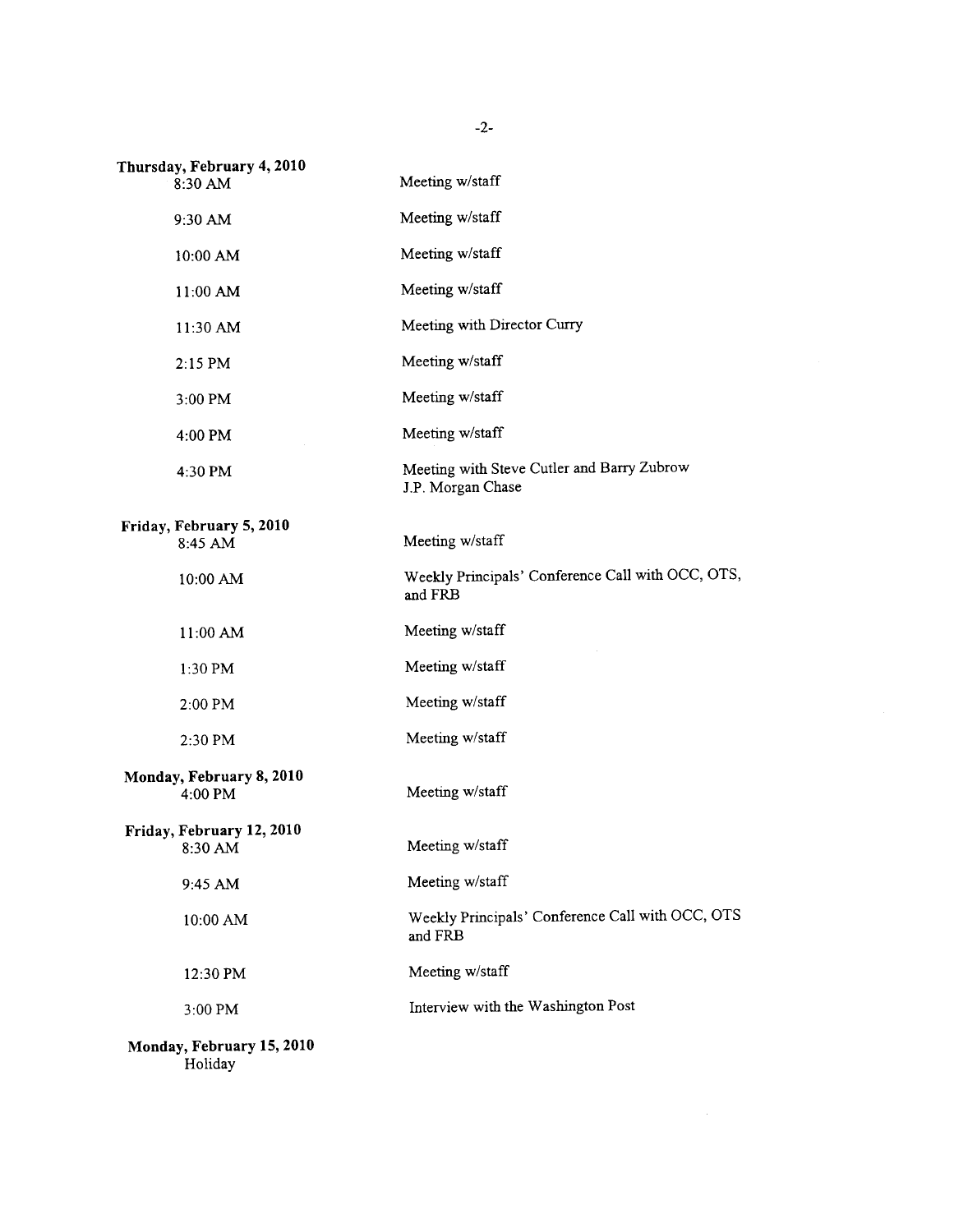**Thursday, February 4, 2010**

| | |
|---|---|
| 8:30 AM | Meeting w/staff |
| 9:30 AM | Meeting w/staff |
| 10:00 AM | Meeting w/staff |
| 11:00 AM | Meeting w/staff |
| 11:30 AM | Meeting with Director Curry |
| 2:15 PM | Meeting w/staff |
| 3:00 PM | Meeting w/staff |
| 4:00 PM | Meeting w/staff |
| 4:30 PM | Meeting with Steve Cutler and Barry Zubrow J.P. Morgan Chase |

**Friday, February 5, 2010**

| | |
|---|---|
| 8:45 AM | Meeting w/staff |
| 10:00 AM | Weekly Principals' Conference Call with OCC, OTS, and FRB |
| 11:00 AM | Meeting w/staff |
| 1:30 PM | Meeting w/staff |
| 2:00 PM | Meeting w/staff |
| 2:30 PM | Meeting w/staff |

**Monday, February 8, 2010**

| | |
|---|---|
| 4:00 PM | Meeting w/staff |

**Friday, February 12, 2010**

| | |
|---|---|
| 8:30 AM | Meeting w/staff |
| 9:45 AM | Meeting w/staff |
| 10:00 AM | Weekly Principals' Conference Call with OCC, OTS and FRB |
| 12:30 PM | Meeting w/staff |
| 3:00 PM | Interview with the Washington Post |

**Monday, February 15, 2010**

Holiday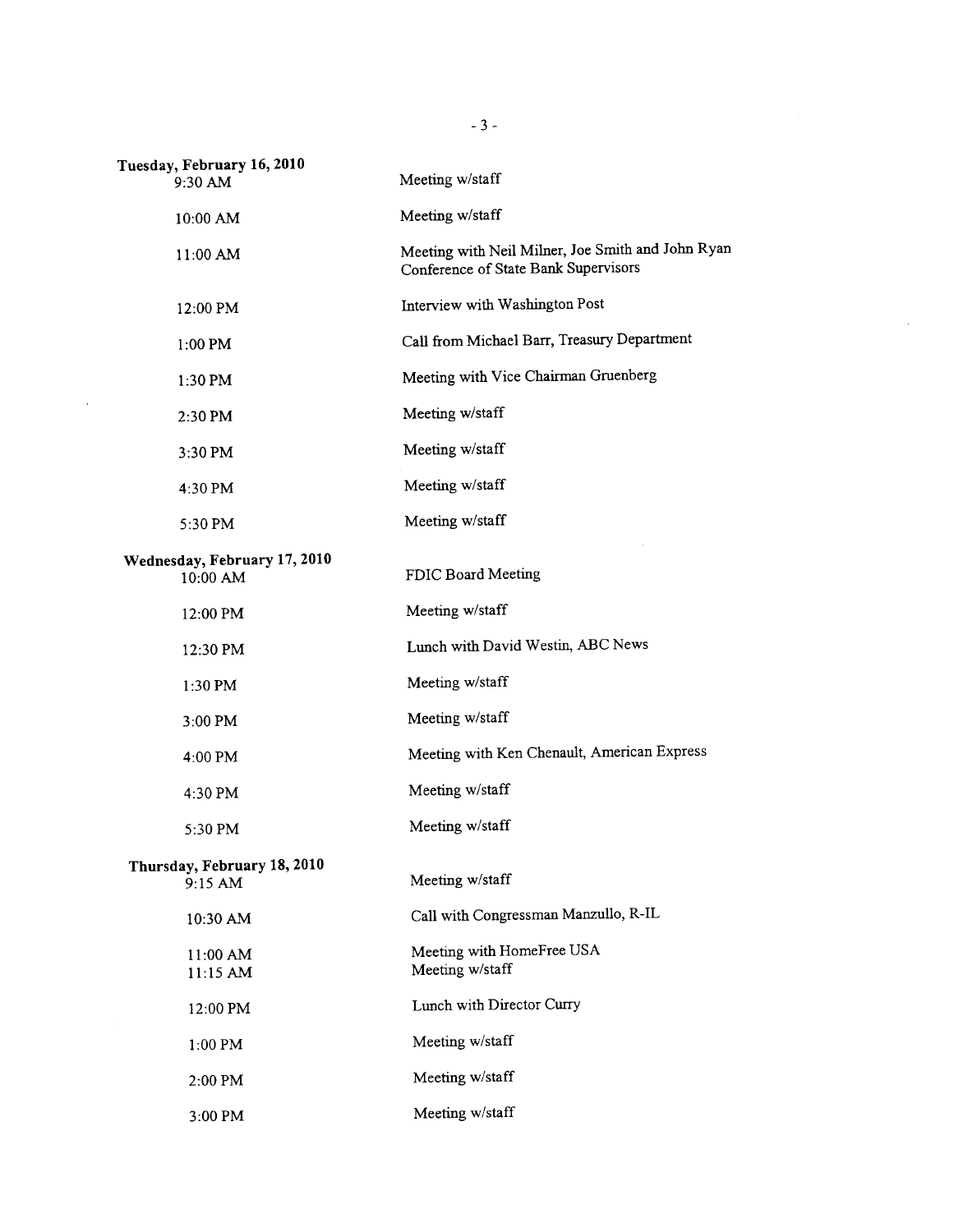**Tuesday, February 16, 2010**

| | |
|---|---|
| 9:30 AM | Meeting w/staff |
| 10:00 AM | Meeting w/staff |
| 11:00 AM | Meeting with Neil Milner, Joe Smith and John Ryan<br>Conference of State Bank Supervisors |
| 12:00 PM | Interview with Washington Post |
| 1:00 PM | Call from Michael Barr, Treasury Department |
| 1:30 PM | Meeting with Vice Chairman Gruenberg |
| 2:30 PM | Meeting w/staff |
| 3:30 PM | Meeting w/staff |
| 4:30 PM | Meeting w/staff |
| 5:30 PM | Meeting w/staff |

**Wednesday, February 17, 2010**

| | |
|---|---|
| 10:00 AM | FDIC Board Meeting |
| 12:00 PM | Meeting w/staff |
| 12:30 PM | Lunch with David Westin, ABC News |
| 1:30 PM | Meeting w/staff |
| 3:00 PM | Meeting w/staff |
| 4:00 PM | Meeting with Ken Chenault, American Express |
| 4:30 PM | Meeting w/staff |
| 5:30 PM | Meeting w/staff |

**Thursday, February 18, 2010**

| | |
|---|---|
| 9:15 AM | Meeting w/staff |
| 10:30 AM | Call with Congressman Manzullo, R-IL |
| 11:00 AM | Meeting with HomeFree USA |
| 11:15 AM | Meeting w/staff |
| 12:00 PM | Lunch with Director Curry |
| 1:00 PM | Meeting w/staff |
| 2:00 PM | Meeting w/staff |
| 3:00 PM | Meeting w/staff |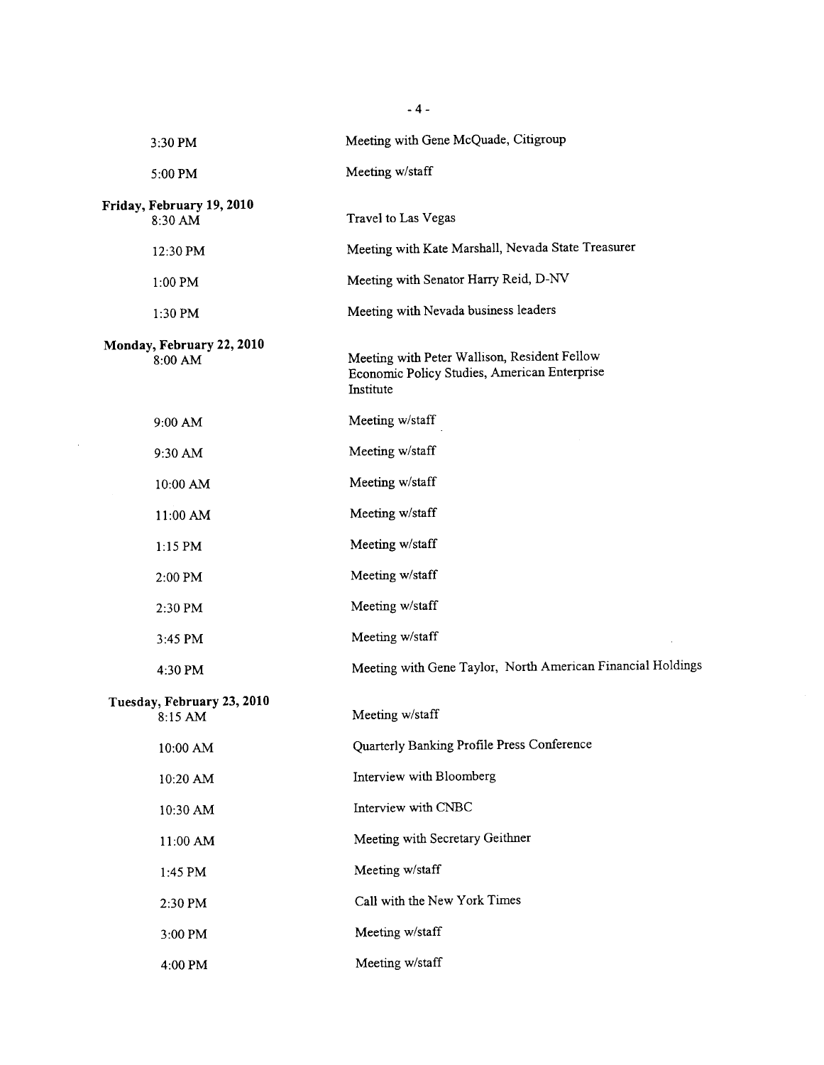| | |
|---|---|
| 3:30 PM | Meeting with Gene McQuade, Citigroup |
| 5:00 PM | Meeting w/staff |
| **Friday, February 19, 2010** | |
| 8:30 AM | Travel to Las Vegas |
| 12:30 PM | Meeting with Kate Marshall, Nevada State Treasurer |
| 1:00 PM | Meeting with Senator Harry Reid, D-NV |
| 1:30 PM | Meeting with Nevada business leaders |
| **Monday, February 22, 2010** | |
| 8:00 AM | Meeting with Peter Wallison, Resident Fellow Economic Policy Studies, American Enterprise Institute |
| 9:00 AM | Meeting w/staff |
| 9:30 AM | Meeting w/staff |
| 10:00 AM | Meeting w/staff |
| 11:00 AM | Meeting w/staff |
| 1:15 PM | Meeting w/staff |
| 2:00 PM | Meeting w/staff |
| 2:30 PM | Meeting w/staff |
| 3:45 PM | Meeting w/staff |
| 4:30 PM | Meeting with Gene Taylor, North American Financial Holdings |
| **Tuesday, February 23, 2010** | |
| 8:15 AM | Meeting w/staff |
| 10:00 AM | Quarterly Banking Profile Press Conference |
| 10:20 AM | Interview with Bloomberg |
| 10:30 AM | Interview with CNBC |
| 11:00 AM | Meeting with Secretary Geithner |
| 1:45 PM | Meeting w/staff |
| 2:30 PM | Call with the New York Times |
| 3:00 PM | Meeting w/staff |
| 4:00 PM | Meeting w/staff |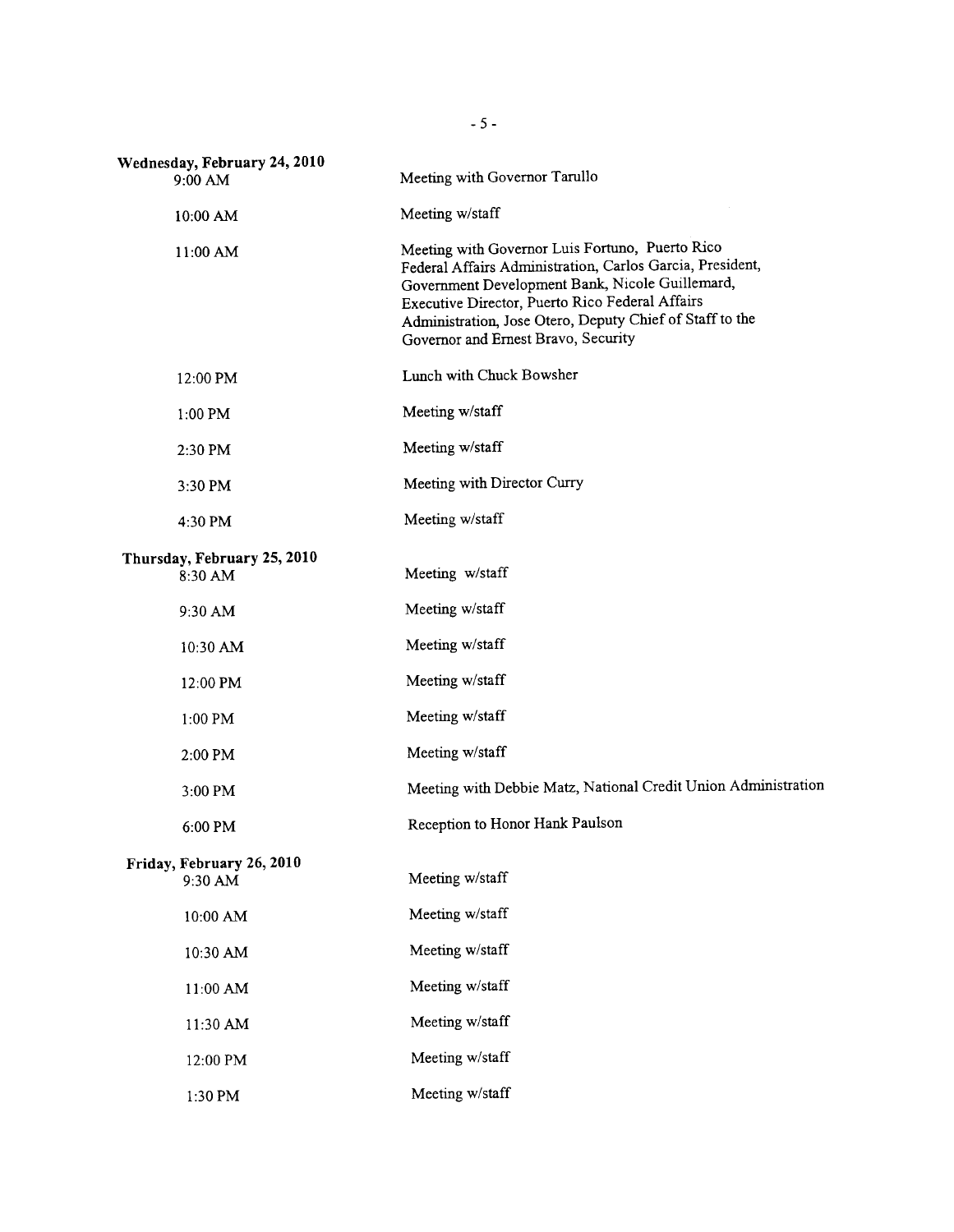**Wednesday, February 24, 2010**

| | |
|---|---|
| 9:00 AM | Meeting with Governor Tarullo |
| 10:00 AM | Meeting w/staff |
| 11:00 AM | Meeting with Governor Luis Fortuno, Puerto Rico Federal Affairs Administration, Carlos Garcia, President, Government Development Bank, Nicole Guillemard, Executive Director, Puerto Rico Federal Affairs Administration, Jose Otero, Deputy Chief of Staff to the Governor and Ernest Bravo, Security |
| 12:00 PM | Lunch with Chuck Bowsher |
| 1:00 PM | Meeting w/staff |
| 2:30 PM | Meeting w/staff |
| 3:30 PM | Meeting with Director Curry |
| 4:30 PM | Meeting w/staff |

**Thursday, February 25, 2010**

| | |
|---|---|
| 8:30 AM | Meeting w/staff |
| 9:30 AM | Meeting w/staff |
| 10:30 AM | Meeting w/staff |
| 12:00 PM | Meeting w/staff |
| 1:00 PM | Meeting w/staff |
| 2:00 PM | Meeting w/staff |
| 3:00 PM | Meeting with Debbie Matz, National Credit Union Administration |
| 6:00 PM | Reception to Honor Hank Paulson |

**Friday, February 26, 2010**

| | |
|---|---|
| 9:30 AM | Meeting w/staff |
| 10:00 AM | Meeting w/staff |
| 10:30 AM | Meeting w/staff |
| 11:00 AM | Meeting w/staff |
| 11:30 AM | Meeting w/staff |
| 12:00 PM | Meeting w/staff |
| 1:30 PM | Meeting w/staff |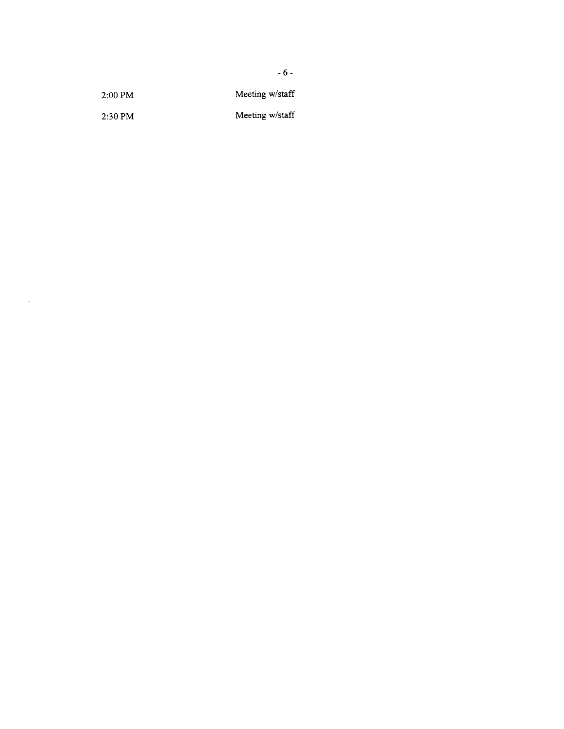| | |
|---|---|
| 2:00 PM | Meeting w/staff |
| 2:30 PM | Meeting w/staff |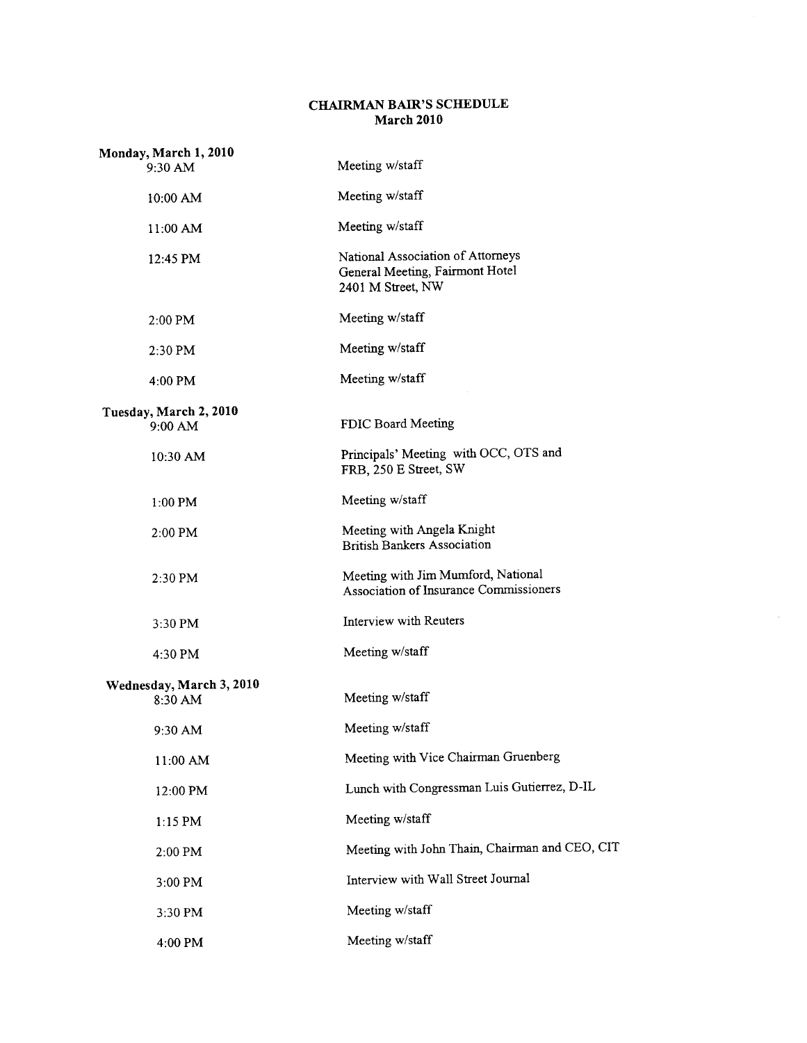# CHAIRMAN BAIR'S SCHEDULE
## March 2010

**Monday, March 1, 2010**

| | |
|---|---|
| 9:30 AM | Meeting w/staff |
| 10:00 AM | Meeting w/staff |
| 11:00 AM | Meeting w/staff |
| 12:45 PM | National Association of Attorneys General Meeting, Fairmont Hotel 2401 M Street, NW |
| 2:00 PM | Meeting w/staff |
| 2:30 PM | Meeting w/staff |
| 4:00 PM | Meeting w/staff |

**Tuesday, March 2, 2010**

| | |
|---|---|
| 9:00 AM | FDIC Board Meeting |
| 10:30 AM | Principals' Meeting with OCC, OTS and FRB, 250 E Street, SW |
| 1:00 PM | Meeting w/staff |
| 2:00 PM | Meeting with Angela Knight British Bankers Association |
| 2:30 PM | Meeting with Jim Mumford, National Association of Insurance Commissioners |
| 3:30 PM | Interview with Reuters |
| 4:30 PM | Meeting w/staff |

**Wednesday, March 3, 2010**

| | |
|---|---|
| 8:30 AM | Meeting w/staff |
| 9:30 AM | Meeting w/staff |
| 11:00 AM | Meeting with Vice Chairman Gruenberg |
| 12:00 PM | Lunch with Congressman Luis Gutierrez, D-IL |
| 1:15 PM | Meeting w/staff |
| 2:00 PM | Meeting with John Thain, Chairman and CEO, CIT |
| 3:00 PM | Interview with Wall Street Journal |
| 3:30 PM | Meeting w/staff |
| 4:00 PM | Meeting w/staff |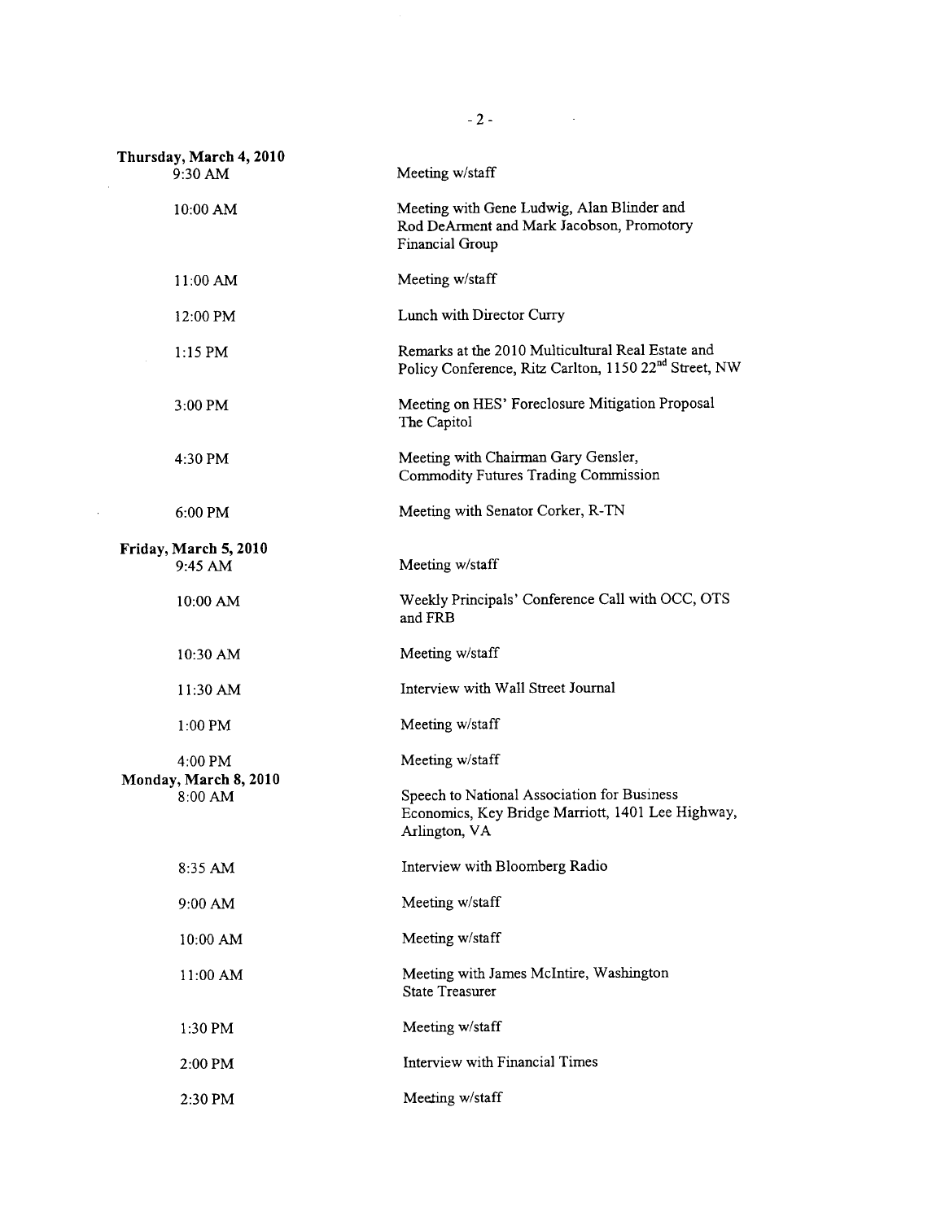**Thursday, March 4, 2010**

| | |
|---|---|
| 9:30 AM | Meeting w/staff |
| 10:00 AM | Meeting with Gene Ludwig, Alan Blinder and Rod DeArment and Mark Jacobson, Promotory Financial Group |
| 11:00 AM | Meeting w/staff |
| 12:00 PM | Lunch with Director Curry |
| 1:15 PM | Remarks at the 2010 Multicultural Real Estate and Policy Conference, Ritz Carlton, 1150 22nd Street, NW |
| 3:00 PM | Meeting on HES' Foreclosure Mitigation Proposal The Capitol |
| 4:30 PM | Meeting with Chairman Gary Gensler, Commodity Futures Trading Commission |
| 6:00 PM | Meeting with Senator Corker, R-TN |

**Friday, March 5, 2010**

| | |
|---|---|
| 9:45 AM | Meeting w/staff |
| 10:00 AM | Weekly Principals' Conference Call with OCC, OTS and FRB |
| 10:30 AM | Meeting w/staff |
| 11:30 AM | Interview with Wall Street Journal |
| 1:00 PM | Meeting w/staff |
| 4:00 PM | Meeting w/staff |

**Monday, March 8, 2010**

| | |
|---|---|
| 8:00 AM | Speech to National Association for Business Economics, Key Bridge Marriott, 1401 Lee Highway, Arlington, VA |
| 8:35 AM | Interview with Bloomberg Radio |
| 9:00 AM | Meeting w/staff |
| 10:00 AM | Meeting w/staff |
| 11:00 AM | Meeting with James McIntire, Washington State Treasurer |
| 1:30 PM | Meeting w/staff |
| 2:00 PM | Interview with Financial Times |
| 2:30 PM | Meeting w/staff |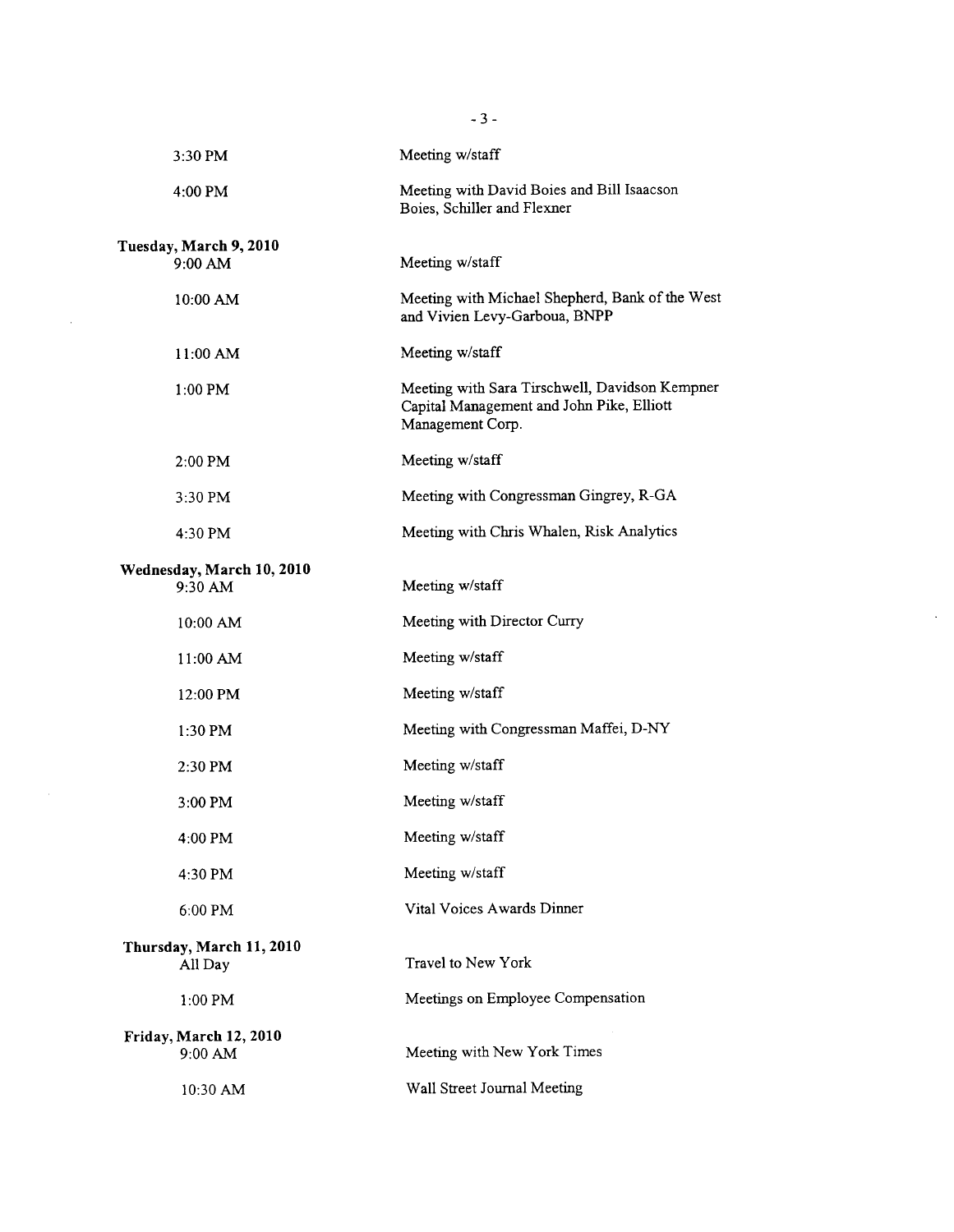| | |
|---|---|
| 3:30 PM | Meeting w/staff |
| 4:00 PM | Meeting with David Boies and Bill Isaacson Boies, Schiller and Flexner |
| **Tuesday, March 9, 2010** | |
| 9:00 AM | Meeting w/staff |
| 10:00 AM | Meeting with Michael Shepherd, Bank of the West and Vivien Levy-Garboua, BNPP |
| 11:00 AM | Meeting w/staff |
| 1:00 PM | Meeting with Sara Tirschwell, Davidson Kempner Capital Management and John Pike, Elliott Management Corp. |
| 2:00 PM | Meeting w/staff |
| 3:30 PM | Meeting with Congressman Gingrey, R-GA |
| 4:30 PM | Meeting with Chris Whalen, Risk Analytics |
| **Wednesday, March 10, 2010** | |
| 9:30 AM | Meeting w/staff |
| 10:00 AM | Meeting with Director Curry |
| 11:00 AM | Meeting w/staff |
| 12:00 PM | Meeting w/staff |
| 1:30 PM | Meeting with Congressman Maffei, D-NY |
| 2:30 PM | Meeting w/staff |
| 3:00 PM | Meeting w/staff |
| 4:00 PM | Meeting w/staff |
| 4:30 PM | Meeting w/staff |
| 6:00 PM | Vital Voices Awards Dinner |
| **Thursday, March 11, 2010** | |
| All Day | Travel to New York |
| 1:00 PM | Meetings on Employee Compensation |
| **Friday, March 12, 2010** | |
| 9:00 AM | Meeting with New York Times |
| 10:30 AM | Wall Street Journal Meeting |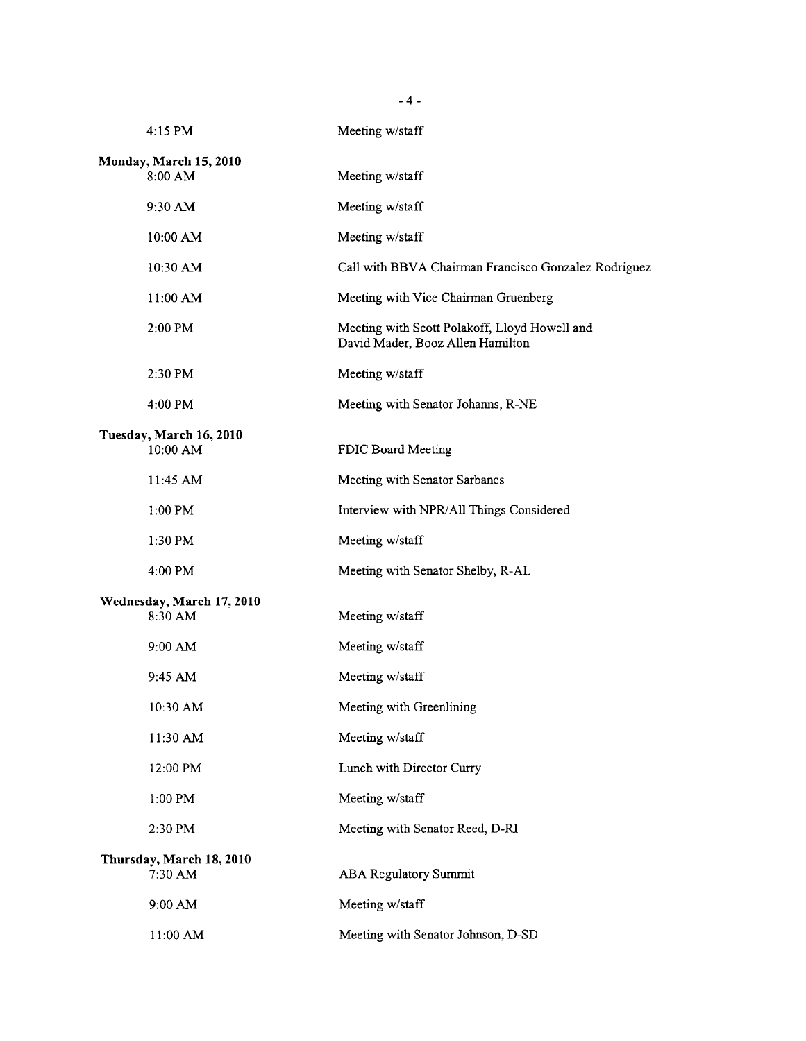| | |
|---|---|
| 4:15 PM | Meeting w/staff |
| **Monday, March 15, 2010** | |
| 8:00 AM | Meeting w/staff |
| 9:30 AM | Meeting w/staff |
| 10:00 AM | Meeting w/staff |
| 10:30 AM | Call with BBVA Chairman Francisco Gonzalez Rodriguez |
| 11:00 AM | Meeting with Vice Chairman Gruenberg |
| 2:00 PM | Meeting with Scott Polakoff, Lloyd Howell and David Mader, Booz Allen Hamilton |
| 2:30 PM | Meeting w/staff |
| 4:00 PM | Meeting with Senator Johanns, R-NE |
| **Tuesday, March 16, 2010** | |
| 10:00 AM | FDIC Board Meeting |
| 11:45 AM | Meeting with Senator Sarbanes |
| 1:00 PM | Interview with NPR/All Things Considered |
| 1:30 PM | Meeting w/staff |
| 4:00 PM | Meeting with Senator Shelby, R-AL |
| **Wednesday, March 17, 2010** | |
| 8:30 AM | Meeting w/staff |
| 9:00 AM | Meeting w/staff |
| 9:45 AM | Meeting w/staff |
| 10:30 AM | Meeting with Greenlining |
| 11:30 AM | Meeting w/staff |
| 12:00 PM | Lunch with Director Curry |
| 1:00 PM | Meeting w/staff |
| 2:30 PM | Meeting with Senator Reed, D-RI |
| **Thursday, March 18, 2010** | |
| 7:30 AM | ABA Regulatory Summit |
| 9:00 AM | Meeting w/staff |
| 11:00 AM | Meeting with Senator Johnson, D-SD |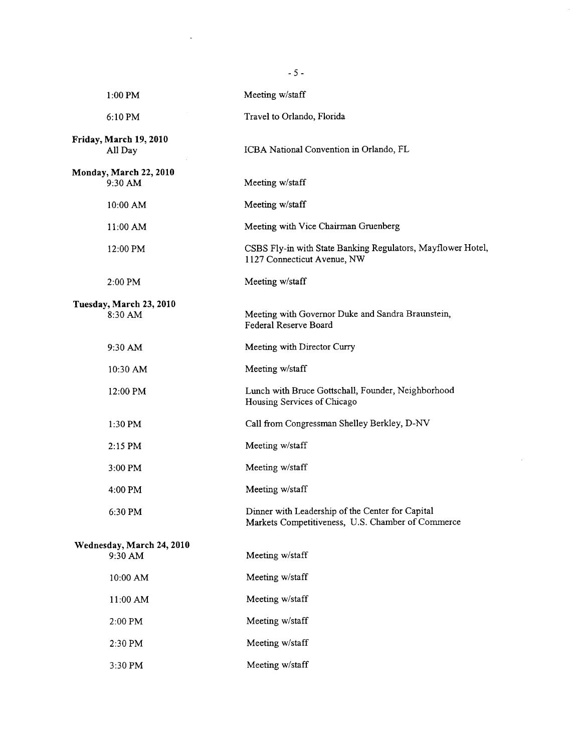| | |
|---|---|
| 1:00 PM | Meeting w/staff |
| 6:10 PM | Travel to Orlando, Florida |
| **Friday, March 19, 2010** | |
| All Day | ICBA National Convention in Orlando, FL |
| **Monday, March 22, 2010** | |
| 9:30 AM | Meeting w/staff |
| 10:00 AM | Meeting w/staff |
| 11:00 AM | Meeting with Vice Chairman Gruenberg |
| 12:00 PM | CSBS Fly-in with State Banking Regulators, Mayflower Hotel, 1127 Connecticut Avenue, NW |
| 2:00 PM | Meeting w/staff |
| **Tuesday, March 23, 2010** | |
| 8:30 AM | Meeting with Governor Duke and Sandra Braunstein, Federal Reserve Board |
| 9:30 AM | Meeting with Director Curry |
| 10:30 AM | Meeting w/staff |
| 12:00 PM | Lunch with Bruce Gottschall, Founder, Neighborhood Housing Services of Chicago |
| 1:30 PM | Call from Congressman Shelley Berkley, D-NV |
| 2:15 PM | Meeting w/staff |
| 3:00 PM | Meeting w/staff |
| 4:00 PM | Meeting w/staff |
| 6:30 PM | Dinner with Leadership of the Center for Capital Markets Competitiveness, U.S. Chamber of Commerce |
| **Wednesday, March 24, 2010** | |
| 9:30 AM | Meeting w/staff |
| 10:00 AM | Meeting w/staff |
| 11:00 AM | Meeting w/staff |
| 2:00 PM | Meeting w/staff |
| 2:30 PM | Meeting w/staff |
| 3:30 PM | Meeting w/staff |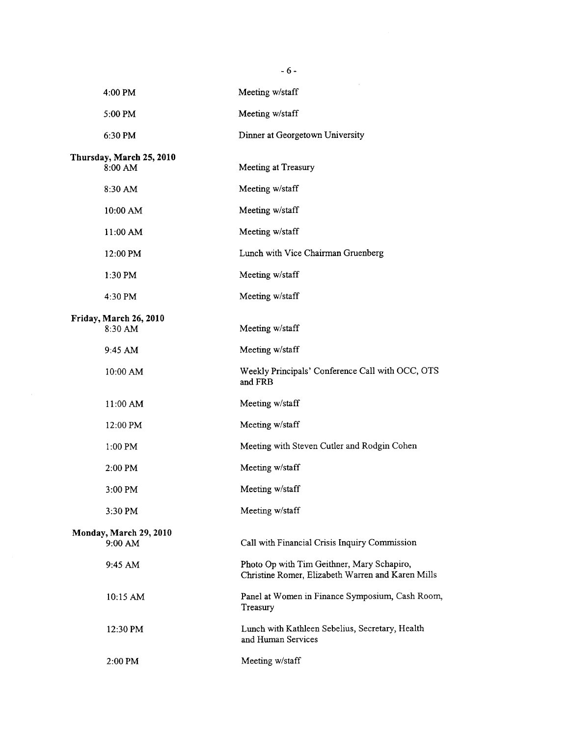| | |
|---|---|
| 4:00 PM | Meeting w/staff |
| 5:00 PM | Meeting w/staff |
| 6:30 PM | Dinner at Georgetown University |
| **Thursday, March 25, 2010** | |
| 8:00 AM | Meeting at Treasury |
| 8:30 AM | Meeting w/staff |
| 10:00 AM | Meeting w/staff |
| 11:00 AM | Meeting w/staff |
| 12:00 PM | Lunch with Vice Chairman Gruenberg |
| 1:30 PM | Meeting w/staff |
| 4:30 PM | Meeting w/staff |
| **Friday, March 26, 2010** | |
| 8:30 AM | Meeting w/staff |
| 9:45 AM | Meeting w/staff |
| 10:00 AM | Weekly Principals' Conference Call with OCC, OTS and FRB |
| 11:00 AM | Meeting w/staff |
| 12:00 PM | Meeting w/staff |
| 1:00 PM | Meeting with Steven Cutler and Rodgin Cohen |
| 2:00 PM | Meeting w/staff |
| 3:00 PM | Meeting w/staff |
| 3:30 PM | Meeting w/staff |
| **Monday, March 29, 2010** | |
| 9:00 AM | Call with Financial Crisis Inquiry Commission |
| 9:45 AM | Photo Op with Tim Geithner, Mary Schapiro, Christine Romer, Elizabeth Warren and Karen Mills |
| 10:15 AM | Panel at Women in Finance Symposium, Cash Room, Treasury |
| 12:30 PM | Lunch with Kathleen Sebelius, Secretary, Health and Human Services |
| 2:00 PM | Meeting w/staff |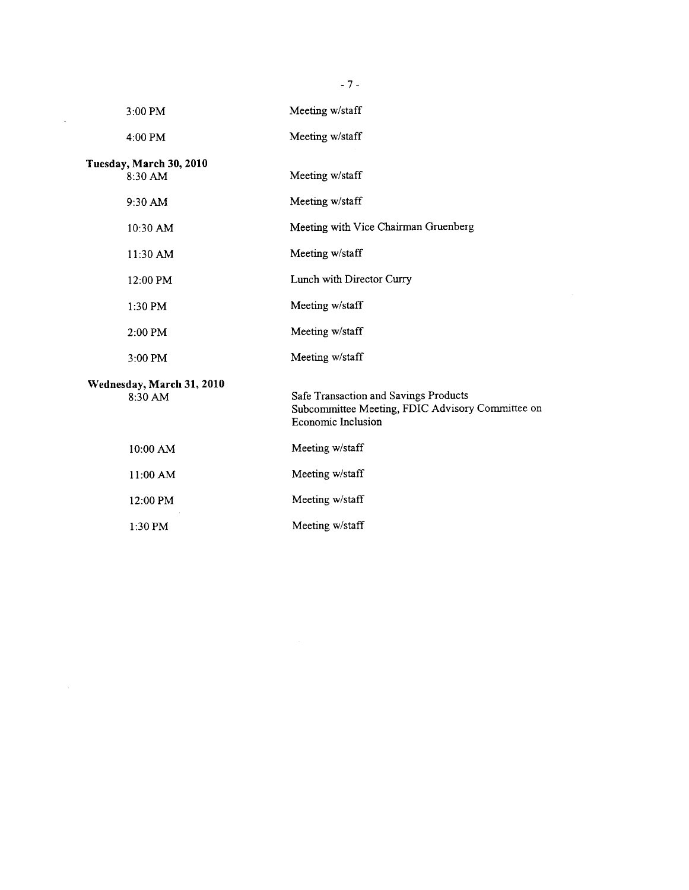| | |
|---|---|
| 3:00 PM | Meeting w/staff |
| 4:00 PM | Meeting w/staff |

**Tuesday, March 30, 2010**

| | |
|---|---|
| 8:30 AM | Meeting w/staff |
| 9:30 AM | Meeting w/staff |
| 10:30 AM | Meeting with Vice Chairman Gruenberg |
| 11:30 AM | Meeting w/staff |
| 12:00 PM | Lunch with Director Curry |
| 1:30 PM | Meeting w/staff |
| 2:00 PM | Meeting w/staff |
| 3:00 PM | Meeting w/staff |

**Wednesday, March 31, 2010**

| | |
|---|---|
| 8:30 AM | Safe Transaction and Savings Products Subcommittee Meeting, FDIC Advisory Committee on Economic Inclusion |
| 10:00 AM | Meeting w/staff |
| 11:00 AM | Meeting w/staff |
| 12:00 PM | Meeting w/staff |
| 1:30 PM | Meeting w/staff |